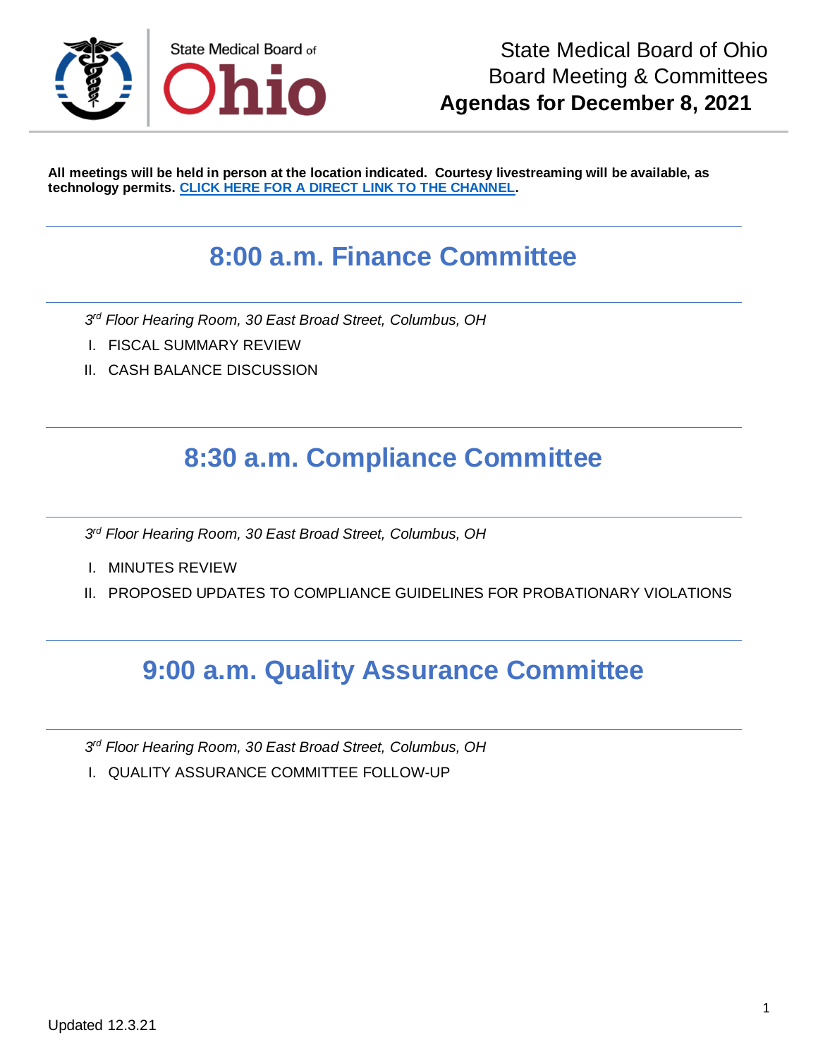# State Medical Board of Ohio Board Meeting & Committees **Agendas for December 8, 2021**

**All meetings will be held in person at the location indicated. Courtesy livestreaming will be available, as technology permits. [CLICK HERE FOR A DIRECT LINK TO THE CHANNEL].**

## 8:00 a.m. Finance Committee

*3rd Floor Hearing Room, 30 East Broad Street, Columbus, OH*

I. FISCAL SUMMARY REVIEW

II. CASH BALANCE DISCUSSION

## 8:30 a.m. Compliance Committee

*3rd Floor Hearing Room, 30 East Broad Street, Columbus, OH*

I. MINUTES REVIEW

II. PROPOSED UPDATES TO COMPLIANCE GUIDELINES FOR PROBATIONARY VIOLATIONS

## 9:00 a.m. Quality Assurance Committee

*3rd Floor Hearing Room, 30 East Broad Street, Columbus, OH*

I. QUALITY ASSURANCE COMMITTEE FOLLOW-UP

Updated 12.3.21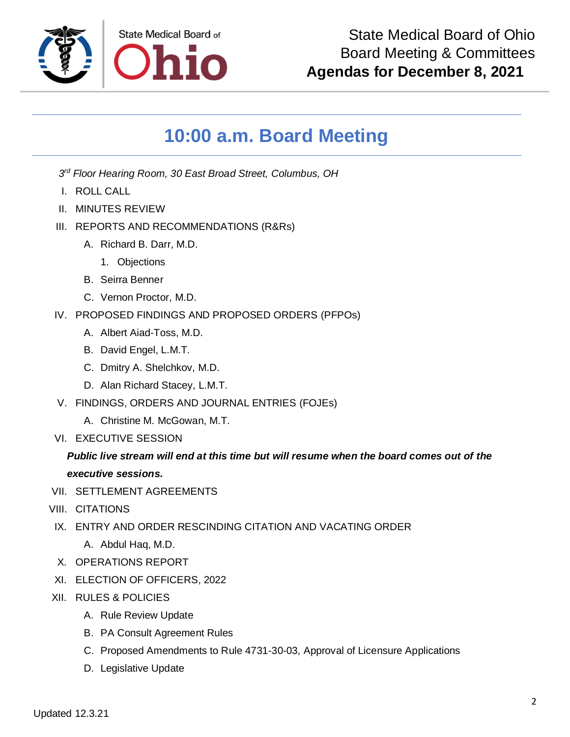State Medical Board of Ohio
Board Meeting & Committees
**Agendas for December 8, 2021**

## 10:00 a.m. Board Meeting

*3rd Floor Hearing Room, 30 East Broad Street, Columbus, OH*

I. ROLL CALL

II. MINUTES REVIEW

III. REPORTS AND RECOMMENDATIONS (R&Rs)
   - A. Richard B. Darr, M.D.
     1. Objections
   - B. Seirra Benner
   - C. Vernon Proctor, M.D.

IV. PROPOSED FINDINGS AND PROPOSED ORDERS (PFPOs)
   - A. Albert Aiad-Toss, M.D.
   - B. David Engel, L.M.T.
   - C. Dmitry A. Shelchkov, M.D.
   - D. Alan Richard Stacey, L.M.T.

V. FINDINGS, ORDERS AND JOURNAL ENTRIES (FOJEs)
   - A. Christine M. McGowan, M.T.

VI. EXECUTIVE SESSION

***Public live stream will end at this time but will resume when the board comes out of the executive sessions.***

VII. SETTLEMENT AGREEMENTS

VIII. CITATIONS

IX. ENTRY AND ORDER RESCINDING CITATION AND VACATING ORDER
   - A. Abdul Haq, M.D.

X. OPERATIONS REPORT

XI. ELECTION OF OFFICERS, 2022

XII. RULES & POLICIES
   - A. Rule Review Update
   - B. PA Consult Agreement Rules
   - C. Proposed Amendments to Rule 4731-30-03, Approval of Licensure Applications
   - D. Legislative Update

Updated 12.3.21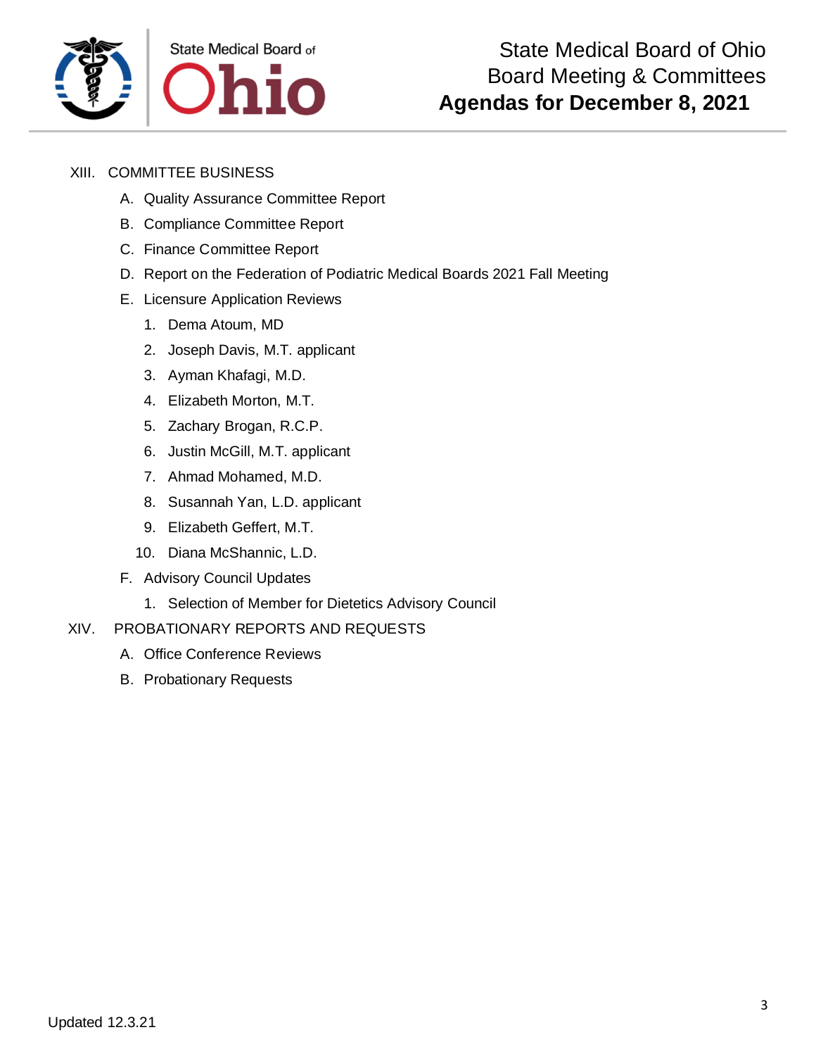XIII. COMMITTEE BUSINESS

A. Quality Assurance Committee Report

B. Compliance Committee Report

C. Finance Committee Report

D. Report on the Federation of Podiatric Medical Boards 2021 Fall Meeting

E. Licensure Application Reviews

1. Dema Atoum, MD
2. Joseph Davis, M.T. applicant
3. Ayman Khafagi, M.D.
4. Elizabeth Morton, M.T.
5. Zachary Brogan, R.C.P.
6. Justin McGill, M.T. applicant
7. Ahmad Mohamed, M.D.
8. Susannah Yan, L.D. applicant
9. Elizabeth Geffert, M.T.
10. Diana McShannic, L.D.

F. Advisory Council Updates

1. Selection of Member for Dietetics Advisory Council

XIV. PROBATIONARY REPORTS AND REQUESTS

A. Office Conference Reviews

B. Probationary Requests